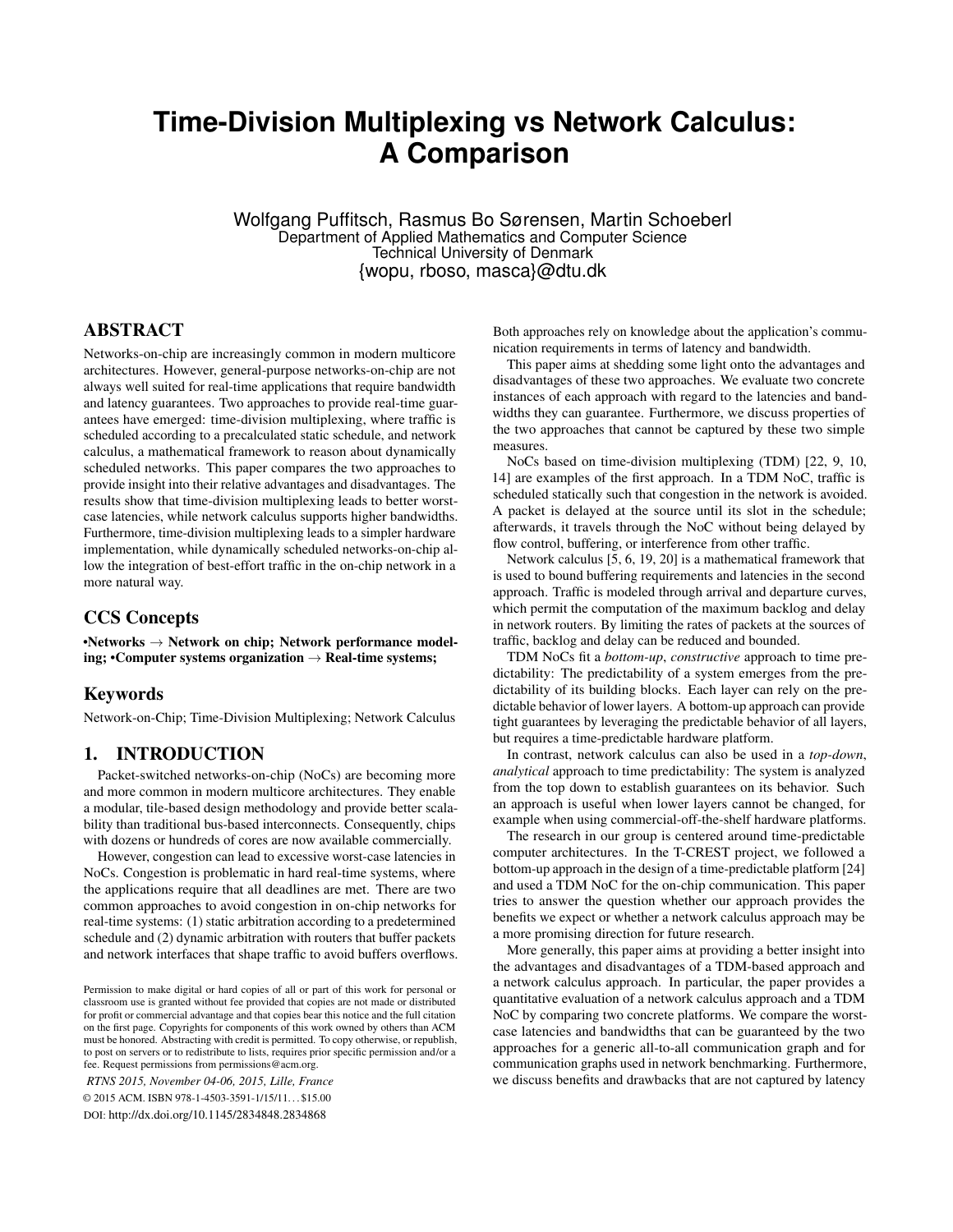# Time-Division Multiplexing vs Network Calculus: A Comparison

Wolfgang Puffitsch, Rasmus Bo Sørensen, Martin Schoeberl
Department of Applied Mathematics and Computer Science
Technical University of Denmark
{wopu, rboso, masca}@dtu.dk

## ABSTRACT

Networks-on-chip are increasingly common in modern multicore architectures. However, general-purpose networks-on-chip are not always well suited for real-time applications that require bandwidth and latency guarantees. Two approaches to provide real-time guarantees have emerged: time-division multiplexing, where traffic is scheduled according to a precalculated static schedule, and network calculus, a mathematical framework to reason about dynamically scheduled networks. This paper compares the two approaches to provide insight into their relative advantages and disadvantages. The results show that time-division multiplexing leads to better worst-case latencies, while network calculus supports higher bandwidths. Furthermore, time-division multiplexing leads to a simpler hardware implementation, while dynamically scheduled networks-on-chip allow the integration of best-effort traffic in the on-chip network in a more natural way.

## CCS Concepts

**•Networks → Network on chip; Network performance modeling; •Computer systems organization → Real-time systems;**

## Keywords

Network-on-Chip; Time-Division Multiplexing; Network Calculus

## 1. INTRODUCTION

Packet-switched networks-on-chip (NoCs) are becoming more and more common in modern multicore architectures. They enable a modular, tile-based design methodology and provide better scalability than traditional bus-based interconnects. Consequently, chips with dozens or hundreds of cores are now available commercially.

However, congestion can lead to excessive worst-case latencies in NoCs. Congestion is problematic in hard real-time systems, where the applications require that all deadlines are met. There are two common approaches to avoid congestion in on-chip networks for real-time systems: (1) static arbitration according to a predetermined schedule and (2) dynamic arbitration with routers that buffer packets and network interfaces that shape traffic to avoid buffers overflows. Both approaches rely on knowledge about the application's communication requirements in terms of latency and bandwidth.

This paper aims at shedding some light onto the advantages and disadvantages of these two approaches. We evaluate two concrete instances of each approach with regard to the latencies and bandwidths they can guarantee. Furthermore, we discuss properties of the two approaches that cannot be captured by these two simple measures.

NoCs based on time-division multiplexing (TDM) [22, 9, 10, 14] are examples of the first approach. In a TDM NoC, traffic is scheduled statically such that congestion in the network is avoided. A packet is delayed at the source until its slot in the schedule; afterwards, it travels through the NoC without being delayed by flow control, buffering, or interference from other traffic.

Network calculus [5, 6, 19, 20] is a mathematical framework that is used to bound buffering requirements and latencies in the second approach. Traffic is modeled through arrival and departure curves, which permit the computation of the maximum backlog and delay in network routers. By limiting the rates of packets at the sources of traffic, backlog and delay can be reduced and bounded.

TDM NoCs fit a *bottom-up*, *constructive* approach to time predictability: The predictability of a system emerges from the predictability of its building blocks. Each layer can rely on the predictable behavior of lower layers. A bottom-up approach can provide tight guarantees by leveraging the predictable behavior of all layers, but requires a time-predictable hardware platform.

In contrast, network calculus can also be used in a *top-down*, *analytical* approach to time predictability: The system is analyzed from the top down to establish guarantees on its behavior. Such an approach is useful when lower layers cannot be changed, for example when using commercial-off-the-shelf hardware platforms.

The research in our group is centered around time-predictable computer architectures. In the T-CREST project, we followed a bottom-up approach in the design of a time-predictable platform [24] and used a TDM NoC for the on-chip communication. This paper tries to answer the question whether our approach provides the benefits we expect or whether a network calculus approach may be a more promising direction for future research.

More generally, this paper aims at providing a better insight into the advantages and disadvantages of a TDM-based approach and a network calculus approach. In particular, the paper provides a quantitative evaluation of a network calculus approach and a TDM NoC by comparing two concrete platforms. We compare the worst-case latencies and bandwidths that can be guaranteed by the two approaches for a generic all-to-all communication graph and for communication graphs used in network benchmarking. Furthermore, we discuss benefits and drawbacks that are not captured by latency

Permission to make digital or hard copies of all or part of this work for personal or classroom use is granted without fee provided that copies are not made or distributed for profit or commercial advantage and that copies bear this notice and the full citation on the first page. Copyrights for components of this work owned by others than ACM must be honored. Abstracting with credit is permitted. To copy otherwise, or republish, to post on servers or to redistribute to lists, requires prior specific permission and/or a fee. Request permissions from permissions@acm.org.

*RTNS 2015, November 04-06, 2015, Lille, France*
© 2015 ACM. ISBN 978-1-4503-3591-1/15/11...$15.00
DOI: http://dx.doi.org/10.1145/2834848.2834868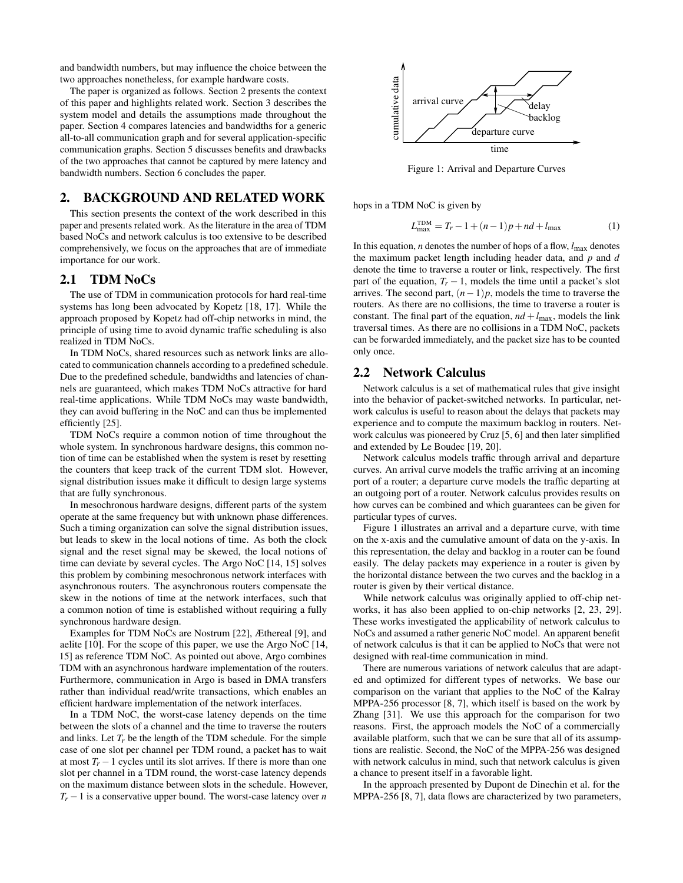and bandwidth numbers, but may influence the choice between the two approaches nonetheless, for example hardware costs.

The paper is organized as follows. Section 2 presents the context of this paper and highlights related work. Section 3 describes the system model and details the assumptions made throughout the paper. Section 4 compares latencies and bandwidths for a generic all-to-all communication graph and for several application-specific communication graphs. Section 5 discusses benefits and drawbacks of the two approaches that cannot be captured by mere latency and bandwidth numbers. Section 6 concludes the paper.

## 2. BACKGROUND AND RELATED WORK

This section presents the context of the work described in this paper and presents related work. As the literature in the area of TDM based NoCs and network calculus is too extensive to be described comprehensively, we focus on the approaches that are of immediate importance for our work.

### 2.1 TDM NoCs

The use of TDM in communication protocols for hard real-time systems has long been advocated by Kopetz [18, 17]. While the approach proposed by Kopetz had off-chip networks in mind, the principle of using time to avoid dynamic traffic scheduling is also realized in TDM NoCs.

In TDM NoCs, shared resources such as network links are allocated to communication channels according to a predefined schedule. Due to the predefined schedule, bandwidths and latencies of channels are guaranteed, which makes TDM NoCs attractive for hard real-time applications. While TDM NoCs may waste bandwidth, they can avoid buffering in the NoC and can thus be implemented efficiently [25].

TDM NoCs require a common notion of time throughout the whole system. In synchronous hardware designs, this common notion of time can be established when the system is reset by resetting the counters that keep track of the current TDM slot. However, signal distribution issues make it difficult to design large systems that are fully synchronous.

In mesochronous hardware designs, different parts of the system operate at the same frequency but with unknown phase differences. Such a timing organization can solve the signal distribution issues, but leads to skew in the local notions of time. As both the clock signal and the reset signal may be skewed, the local notions of time can deviate by several cycles. The Argo NoC [14, 15] solves this problem by combining mesochronous network interfaces with asynchronous routers. The asynchronous routers compensate the skew in the notions of time at the network interfaces, such that a common notion of time is established without requiring a fully synchronous hardware design.

Examples for TDM NoCs are Nostrum [22], Æthereal [9], and aelite [10]. For the scope of this paper, we use the Argo NoC [14, 15] as reference TDM NoC. As pointed out above, Argo combines TDM with an asynchronous hardware implementation of the routers. Furthermore, communication in Argo is based in DMA transfers rather than individual read/write transactions, which enables an efficient hardware implementation of the network interfaces.

In a TDM NoC, the worst-case latency depends on the time between the slots of a channel and the time to traverse the routers and links. Let $T_r$ be the length of the TDM schedule. For the simple case of one slot per channel per TDM round, a packet has to wait at most $T_r - 1$ cycles until its slot arrives. If there is more than one slot per channel in a TDM round, the worst-case latency depends on the maximum distance between slots in the schedule. However, $T_r - 1$ is a conservative upper bound. The worst-case latency over $n$ hops in a TDM NoC is given by

$$L_{\max}^{\text{TDM}} = T_r - 1 + (n-1)p + nd + l_{\max} \tag{1}$$

In this equation, $n$ denotes the number of hops of a flow, $l_{\max}$ denotes the maximum packet length including header data, and $p$ and $d$ denote the time to traverse a router or link, respectively. The first part of the equation, $T_r - 1$, models the time until a packet's slot arrives. The second part, $(n-1)p$, models the time to traverse the routers. As there are no collisions, the time to traverse a router is constant. The final part of the equation, $nd + l_{\max}$, models the link traversal times. As there are no collisions in a TDM NoC, packets can be forwarded immediately, and the packet size has to be counted only once.

Figure 1: Arrival and Departure Curves

### 2.2 Network Calculus

Network calculus is a set of mathematical rules that give insight into the behavior of packet-switched networks. In particular, network calculus is useful to reason about the delays that packets may experience and to compute the maximum backlog in routers. Network calculus was pioneered by Cruz [5, 6] and then later simplified and extended by Le Boudec [19, 20].

Network calculus models traffic through arrival and departure curves. An arrival curve models the traffic arriving at an incoming port of a router; a departure curve models the traffic departing at an outgoing port of a router. Network calculus provides results on how curves can be combined and which guarantees can be given for particular types of curves.

Figure 1 illustrates an arrival and a departure curve, with time on the x-axis and the cumulative amount of data on the y-axis. In this representation, the delay and backlog in a router can be found easily. The delay packets may experience in a router is given by the horizontal distance between the two curves and the backlog in a router is given by their vertical distance.

While network calculus was originally applied to off-chip networks, it has also been applied to on-chip networks [2, 23, 29]. These works investigated the applicability of network calculus to NoCs and assumed a rather generic NoC model. An apparent benefit of network calculus is that it can be applied to NoCs that were not designed with real-time communication in mind.

There are numerous variations of network calculus that are adapted and optimized for different types of networks. We base our comparison on the variant that applies to the NoC of the Kalray MPPA-256 processor [8, 7], which itself is based on the work by Zhang [31]. We use this approach for the comparison for two reasons. First, the approach models the NoC of a commercially available platform, such that we can be sure that all of its assumptions are realistic. Second, the NoC of the MPPA-256 was designed with network calculus in mind, such that network calculus is given a chance to present itself in a favorable light.

In the approach presented by Dupont de Dinechin et al. for the MPPA-256 [8, 7], data flows are characterized by two parameters,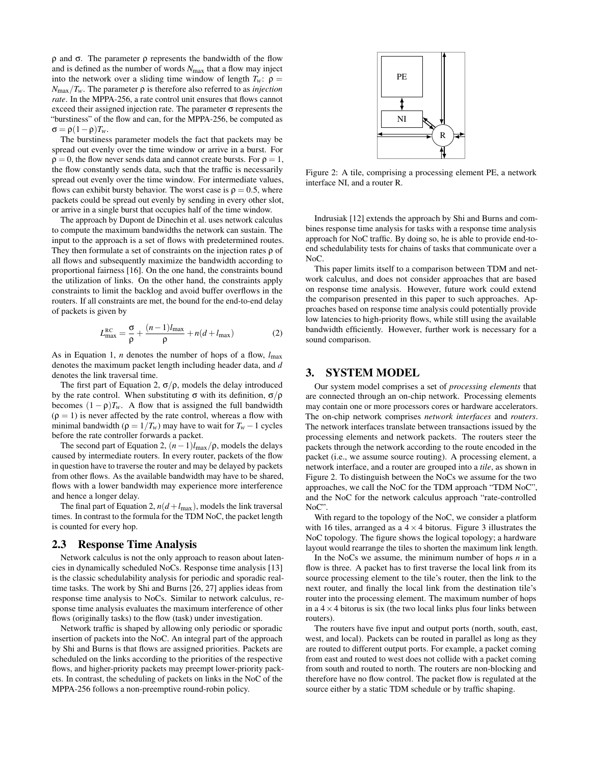ρ and σ. The parameter ρ represents the bandwidth of the flow and is defined as the number of words $N_{\max}$ that a flow may inject into the network over a sliding time window of length $T_w$: $\rho = N_{\max}/T_w$. The parameter ρ is therefore also referred to as *injection rate*. In the MPPA-256, a rate control unit ensures that flows cannot exceed their assigned injection rate. The parameter σ represents the "burstiness" of the flow and can, for the MPPA-256, be computed as $\sigma = \rho(1-\rho)T_w$.

The burstiness parameter models the fact that packets may be spread out evenly over the time window or arrive in a burst. For $\rho = 0$, the flow never sends data and cannot create bursts. For $\rho = 1$, the flow constantly sends data, such that the traffic is necessarily spread out evenly over the time window. For intermediate values, flows can exhibit bursty behavior. The worst case is $\rho = 0.5$, where packets could be spread out evenly by sending in every other slot, or arrive in a single burst that occupies half of the time window.

The approach by Dupont de Dinechin et al. uses network calculus to compute the maximum bandwidths the network can sustain. The input to the approach is a set of flows with predetermined routes. They then formulate a set of constraints on the injection rates ρ of all flows and subsequently maximize the bandwidth according to proportional fairness [16]. On the one hand, the constraints bound the utilization of links. On the other hand, the constraints apply constraints to limit the backlog and avoid buffer overflows in the routers. If all constraints are met, the bound for the end-to-end delay of packets is given by

$$L_{\max}^{\mathrm{RC}} = \frac{\sigma}{\rho} + \frac{(n-1)l_{\max}}{\rho} + n(d + l_{\max}) \tag{2}$$

As in Equation 1, $n$ denotes the number of hops of a flow, $l_{\max}$ denotes the maximum packet length including header data, and $d$ denotes the link traversal time.

The first part of Equation 2, $\sigma/\rho$, models the delay introduced by the rate control. When substituting σ with its definition, $\sigma/\rho$ becomes $(1-\rho)T_w$. A flow that is assigned the full bandwidth ($\rho = 1$) is never affected by the rate control, whereas a flow with minimal bandwidth ($\rho = 1/T_w$) may have to wait for $T_w - 1$ cycles before the rate controller forwards a packet.

The second part of Equation 2, $(n-1)l_{\max}/\rho$, models the delays caused by intermediate routers. In every router, packets of the flow in question have to traverse the router and may be delayed by packets from other flows. As the available bandwidth may have to be shared, flows with a lower bandwidth may experience more interference and hence a longer delay.

The final part of Equation 2, $n(d + l_{\max})$, models the link traversal times. In contrast to the formula for the TDM NoC, the packet length is counted for every hop.

## 2.3 Response Time Analysis

Network calculus is not the only approach to reason about latencies in dynamically scheduled NoCs. Response time analysis [13] is the classic schedulability analysis for periodic and sporadic real-time tasks. The work by Shi and Burns [26, 27] applies ideas from response time analysis to NoCs. Similar to network calculus, response time analysis evaluates the maximum interference of other flows (originally tasks) to the flow (task) under investigation.

Network traffic is shaped by allowing only periodic or sporadic insertion of packets into the NoC. An integral part of the approach by Shi and Burns is that flows are assigned priorities. Packets are scheduled on the links according to the priorities of the respective flows, and higher-priority packets may preempt lower-priority packets. In contrast, the scheduling of packets on links in the NoC of the MPPA-256 follows a non-preemptive round-robin policy.

PE

NI

R

Figure 2: A tile, comprising a processing element PE, a network interface NI, and a router R.

Indrusiak [12] extends the approach by Shi and Burns and combines response time analysis for tasks with a response time analysis approach for NoC traffic. By doing so, he is able to provide end-to-end schedulability tests for chains of tasks that communicate over a NoC.

This paper limits itself to a comparison between TDM and network calculus, and does not consider approaches that are based on response time analysis. However, future work could extend the comparison presented in this paper to such approaches. Approaches based on response time analysis could potentially provide low latencies to high-priority flows, while still using the available bandwidth efficiently. However, further work is necessary for a sound comparison.

# 3. SYSTEM MODEL

Our system model comprises a set of *processing elements* that are connected through an on-chip network. Processing elements may contain one or more processors cores or hardware accelerators. The on-chip network comprises *network interfaces* and *routers*. The network interfaces translate between transactions issued by the processing elements and network packets. The routers steer the packets through the network according to the route encoded in the packet (i.e., we assume source routing). A processing element, a network interface, and a router are grouped into a *tile*, as shown in Figure 2. To distinguish between the NoCs we assume for the two approaches, we call the NoC for the TDM approach "TDM NoC", and the NoC for the network calculus approach "rate-controlled NoC".

With regard to the topology of the NoC, we consider a platform with 16 tiles, arranged as a $4 \times 4$ bitorus. Figure 3 illustrates the NoC topology. The figure shows the logical topology; a hardware layout would rearrange the tiles to shorten the maximum link length.

In the NoCs we assume, the minimum number of hops $n$ in a flow is three. A packet has to first traverse the local link from its source processing element to the tile's router, then the link to the next router, and finally the local link from the destination tile's router into the processing element. The maximum number of hops in a $4 \times 4$ bitorus is six (the two local links plus four links between routers).

The routers have five input and output ports (north, south, east, west, and local). Packets can be routed in parallel as long as they are routed to different output ports. For example, a packet coming from east and routed to west does not collide with a packet coming from south and routed to north. The routers are non-blocking and therefore have no flow control. The packet flow is regulated at the source either by a static TDM schedule or by traffic shaping.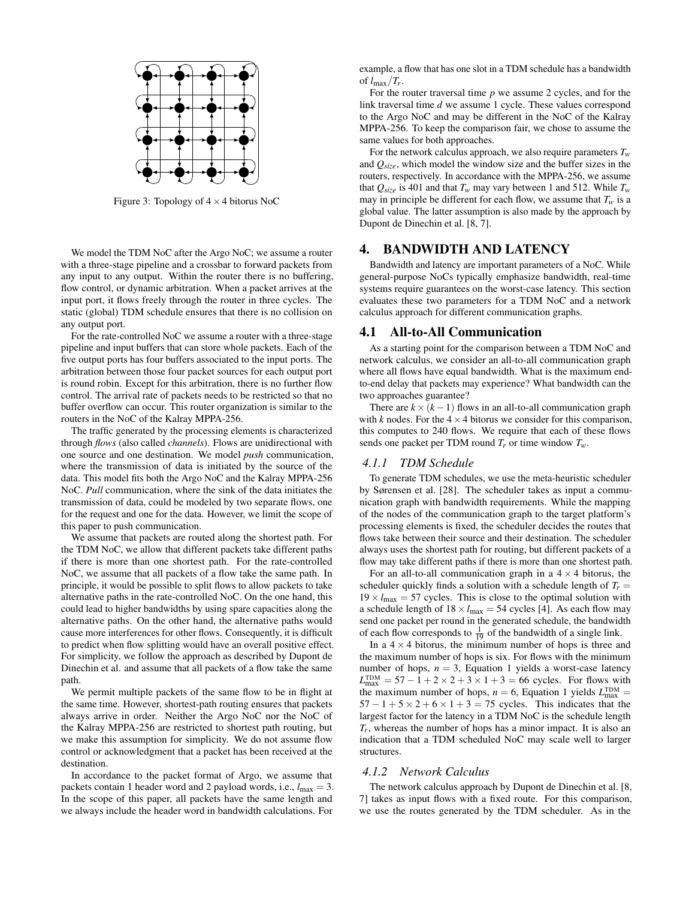Figure 3: Topology of $4 \times 4$ bitorus NoC

We model the TDM NoC after the Argo NoC; we assume a router with a three-stage pipeline and a crossbar to forward packets from any input to any output. Within the router there is no buffering, flow control, or dynamic arbitration. When a packet arrives at the input port, it flows freely through the router in three cycles. The static (global) TDM schedule ensures that there is no collision on any output port.

For the rate-controlled NoC we assume a router with a three-stage pipeline and input buffers that can store whole packets. Each of the five output ports has four buffers associated to the input ports. The arbitration between those four packet sources for each output port is round robin. Except for this arbitration, there is no further flow control. The arrival rate of packets needs to be restricted so that no buffer overflow can occur. This router organization is similar to the routers in the NoC of the Kalray MPPA-256.

The traffic generated by the processing elements is characterized through *flows* (also called *channels*). Flows are unidirectional with one source and one destination. We model *push* communication, where the transmission of data is initiated by the source of the data. This model fits both the Argo NoC and the Kalray MPPA-256 NoC. *Pull* communication, where the sink of the data initiates the transmission of data, could be modeled by two separate flows, one for the request and one for the data. However, we limit the scope of this paper to push communication.

We assume that packets are routed along the shortest path. For the TDM NoC, we allow that different packets take different paths if there is more than one shortest path. For the rate-controlled NoC, we assume that all packets of a flow take the same path. In principle, it would be possible to split flows to allow packets to take alternative paths in the rate-controlled NoC. On the one hand, this could lead to higher bandwidths by using spare capacities along the alternative paths. On the other hand, the alternative paths would cause more interferences for other flows. Consequently, it is difficult to predict when flow splitting would have an overall positive effect. For simplicity, we follow the approach as described by Dupont de Dinechin et al. and assume that all packets of a flow take the same path.

We permit multiple packets of the same flow to be in flight at the same time. However, shortest-path routing ensures that packets always arrive in order. Neither the Argo NoC nor the NoC of the Kalray MPPA-256 are restricted to shortest path routing, but we make this assumption for simplicity. We do not assume flow control or acknowledgment that a packet has been received at the destination.

In accordance to the packet format of Argo, we assume that packets contain 1 header word and 2 payload words, i.e., $l_{\max} = 3$. In the scope of this paper, all packets have the same length and we always include the header word in bandwidth calculations. For example, a flow that has one slot in a TDM schedule has a bandwidth of $l_{\max}/T_r$.

For the router traversal time $p$ we assume 2 cycles, and for the link traversal time $d$ we assume 1 cycle. These values correspond to the Argo NoC and may be different in the NoC of the Kalray MPPA-256. To keep the comparison fair, we chose to assume the same values for both approaches.

For the network calculus approach, we also require parameters $T_w$ and $Q_{size}$, which model the window size and the buffer sizes in the routers, respectively. In accordance with the MPPA-256, we assume that $Q_{size}$ is 401 and that $T_w$ may vary between 1 and 512. While $T_w$ may in principle be different for each flow, we assume that $T_w$ is a global value. The latter assumption is also made by the approach by Dupont de Dinechin et al. [8, 7].

# 4. BANDWIDTH AND LATENCY

Bandwidth and latency are important parameters of a NoC. While general-purpose NoCs typically emphasize bandwidth, real-time systems require guarantees on the worst-case latency. This section evaluates these two parameters for a TDM NoC and a network calculus approach for different communication graphs.

## 4.1 All-to-All Communication

As a starting point for the comparison between a TDM NoC and network calculus, we consider an all-to-all communication graph where all flows have equal bandwidth. What is the maximum end-to-end delay that packets may experience? What bandwidth can the two approaches guarantee?

There are $k \times (k-1)$ flows in an all-to-all communication graph with $k$ nodes. For the $4 \times 4$ bitorus we consider for this comparison, this computes to 240 flows. We require that each of these flows sends one packet per TDM round $T_r$ or time window $T_w$.

### 4.1.1 TDM Schedule

To generate TDM schedules, we use the meta-heuristic scheduler by Sørensen et al. [28]. The scheduler takes as input a communication graph with bandwidth requirements. While the mapping of the nodes of the communication graph to the target platform's processing elements is fixed, the scheduler decides the routes that flows take between their source and their destination. The scheduler always uses the shortest path for routing, but different packets of a flow may take different paths if there is more than one shortest path.

For an all-to-all communication graph in a $4 \times 4$ bitorus, the scheduler quickly finds a solution with a schedule length of $T_r = 19 \times l_{\max} = 57$ cycles. This is close to the optimal solution with a schedule length of $18 \times l_{\max} = 54$ cycles [4]. As each flow may send one packet per round in the generated schedule, the bandwidth of each flow corresponds to $\frac{1}{19}$ of the bandwidth of a single link.

In a $4 \times 4$ bitorus, the minimum number of hops is three and the maximum number of hops is six. For flows with the minimum number of hops, $n = 3$, Equation 1 yields a worst-case latency $L^{\text{TDM}}_{\max} = 57 - 1 + 2 \times 2 + 3 \times 1 + 3 = 66$ cycles. For flows with the maximum number of hops, $n = 6$, Equation 1 yields $L^{\text{TDM}}_{\max} = 57 - 1 + 5 \times 2 + 6 \times 1 + 3 = 75$ cycles. This indicates that the largest factor for the latency in a TDM NoC is the schedule length $T_r$, whereas the number of hops has a minor impact. It is also an indication that a TDM scheduled NoC may scale well to larger structures.

### 4.1.2 Network Calculus

The network calculus approach by Dupont de Dinechin et al. [8, 7] takes as input flows with a fixed route. For this comparison, we use the routes generated by the TDM scheduler. As in the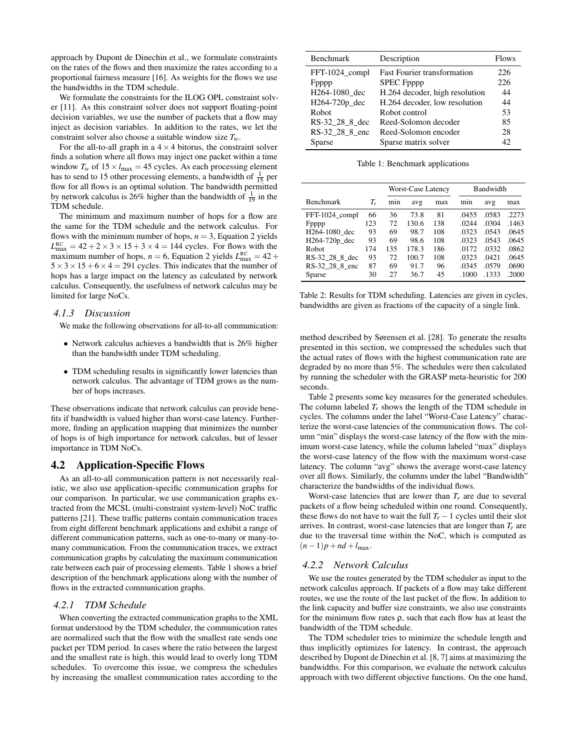approach by Dupont de Dinechin et al., we formulate constraints on the rates of the flows and then maximize the rates according to a proportional fairness measure [16]. As weights for the flows we use the bandwidths in the TDM schedule.

We formulate the constraints for the ILOG OPL constraint solver [11]. As this constraint solver does not support floating-point decision variables, we use the number of packets that a flow may inject as decision variables. In addition to the rates, we let the constraint solver also choose a suitable window size $T_w$.

For the all-to-all graph in a $4 \times 4$ bitorus, the constraint solver finds a solution where all flows may inject one packet within a time window $T_w$ of $15 \times l_{\max} = 45$ cycles. As each processing element has to send to 15 other processing elements, a bandwidth of $\frac{1}{15}$ per flow for all flows is an optimal solution. The bandwidth permitted by network calculus is 26% higher than the bandwidth of $\frac{1}{19}$ in the TDM schedule.

The minimum and maximum number of hops for a flow are the same for the TDM schedule and the network calculus. For flows with the minimum number of hops, $n = 3$, Equation 2 yields $L^{\text{RC}}_{\max} = 42 + 2 \times 3 \times 15 + 3 \times 4 = 144$ cycles. For flows with the maximum number of hops, $n = 6$, Equation 2 yields $L^{\text{RC}}_{\max} = 42 + 5 \times 3 \times 15 + 6 \times 4 = 291$ cycles. This indicates that the number of hops has a large impact on the latency as calculated by network calculus. Consequently, the usefulness of network calculus may be limited for large NoCs.

### 4.1.3 *Discussion*

We make the following observations for all-to-all communication:

- Network calculus achieves a bandwidth that is 26% higher than the bandwidth under TDM scheduling.
- TDM scheduling results in significantly lower latencies than network calculus. The advantage of TDM grows as the number of hops increases.

These observations indicate that network calculus can provide benefits if bandwidth is valued higher than worst-case latency. Furthermore, finding an application mapping that minimizes the number of hops is of high importance for network calculus, but of lesser importance in TDM NoCs.

## 4.2 Application-Specific Flows

As an all-to-all communication pattern is not necessarily realistic, we also use application-specific communication graphs for our comparison. In particular, we use communication graphs extracted from the MCSL (multi-constraint system-level) NoC traffic patterns [21]. These traffic patterns contain communication traces from eight different benchmark applications and exhibit a range of different communication patterns, such as one-to-many or many-to-many communication. From the communication traces, we extract communication graphs by calculating the maximum communication rate between each pair of processing elements. Table 1 shows a brief description of the benchmark applications along with the number of flows in the extracted communication graphs.

| Benchmark | Description | Flows |
|---|---|---|
| FFT-1024_compl | Fast Fourier transformation | 226 |
| Fpppp | SPEC Fpppp | 226 |
| H264-1080_dec | H.264 decoder, high resolution | 44 |
| H264-720p_dec | H.264 decoder, low resolution | 44 |
| Robot | Robot control | 53 |
| RS-32_28_8_dec | Reed-Solomon decoder | 85 |
| RS-32_28_8_enc | Reed-Solomon encoder | 28 |
| Sparse | Sparse matrix solver | 42 |

Table 1: Benchmark applications

| | | Worst-Case Latency | | | Bandwidth | | |
|---|---|---|---|---|---|---|---|
| Benchmark | $T_r$ | min | avg | max | min | avg | max |
| FFT-1024_compl | 66 | 36 | 73.8 | 81 | .0455 | .0583 | .2273 |
| Fpppp | 123 | 72 | 130.6 | 138 | .0244 | .0304 | .1463 |
| H264-1080_dec | 93 | 69 | 98.7 | 108 | .0323 | .0543 | .0645 |
| H264-720p_dec | 93 | 69 | 98.6 | 108 | .0323 | .0543 | .0645 |
| Robot | 174 | 135 | 178.3 | 186 | .0172 | .0332 | .0862 |
| RS-32_28_8_dec | 93 | 72 | 100.7 | 108 | .0323 | .0421 | .0645 |
| RS-32_28_8_enc | 87 | 69 | 91.7 | 96 | .0345 | .0579 | .0690 |
| Sparse | 30 | 27 | 36.7 | 45 | .1000 | .1333 | .2000 |

Table 2: Results for TDM scheduling. Latencies are given in cycles, bandwidths are given as fractions of the capacity of a single link.

### 4.2.1 *TDM Schedule*

When converting the extracted communication graphs to the XML format understood by the TDM scheduler, the communication rates are normalized such that the flow with the smallest rate sends one packet per TDM period. In cases where the ratio between the largest and the smallest rate is high, this would lead to overly long TDM schedules. To overcome this issue, we compress the schedules by increasing the smallest communication rates according to the method described by Sørensen et al. [28]. To generate the results presented in this section, we compressed the schedules such that the actual rates of flows with the highest communication rate are degraded by no more than 5%. The schedules were then calculated by running the scheduler with the GRASP meta-heuristic for 200 seconds.

Table 2 presents some key measures for the generated schedules. The column labeled $T_r$ shows the length of the TDM schedule in cycles. The columns under the label "Worst-Case Latency" characterize the worst-case latencies of the communication flows. The column "min" displays the worst-case latency of the flow with the minimum worst-case latency, while the column labeled "max" displays the worst-case latency of the flow with the maximum worst-case latency. The column "avg" shows the average worst-case latency over all flows. Similarly, the columns under the label "Bandwidth" characterize the bandwidths of the individual flows.

Worst-case latencies that are lower than $T_r$ are due to several packets of a flow being scheduled within one round. Consequently, these flows do not have to wait the full $T_r - 1$ cycles until their slot arrives. In contrast, worst-case latencies that are longer than $T_r$ are due to the traversal time within the NoC, which is computed as $(n-1)p + nd + l_{\max}$.

### 4.2.2 *Network Calculus*

We use the routes generated by the TDM scheduler as input to the network calculus approach. If packets of a flow may take different routes, we use the route of the last packet of the flow. In addition to the link capacity and buffer size constraints, we also use constraints for the minimum flow rates $\rho$, such that each flow has at least the bandwidth of the TDM schedule.

The TDM scheduler tries to minimize the schedule length and thus implicitly optimizes for latency. In contrast, the approach described by Dupont de Dinechin et al. [8, 7] aims at maximizing the bandwidths. For this comparison, we evaluate the network calculus approach with two different objective functions. On the one hand,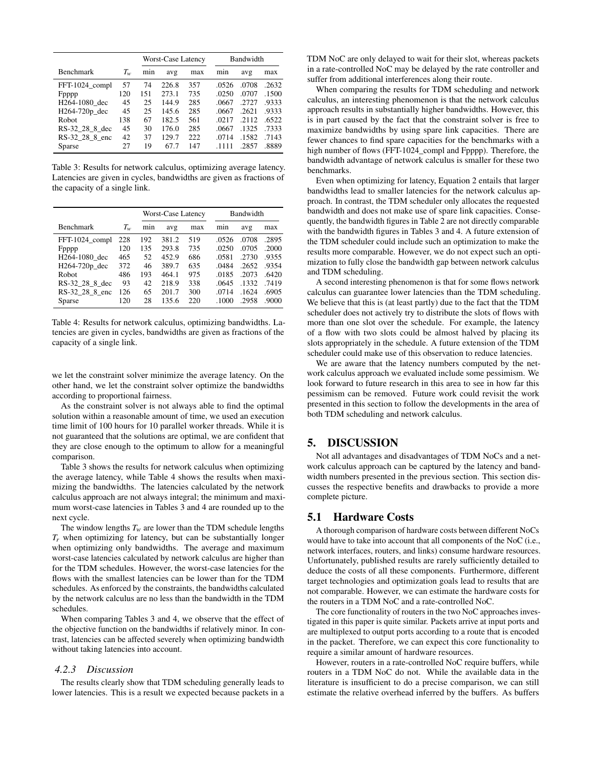| | | Worst-Case Latency | | | Bandwidth | | |
|---|---|---|---|---|---|---|---|
| Benchmark | $T_w$ | min | avg | max | min | avg | max |
| FFT-1024_compl | 57 | 74 | 226.8 | 357 | .0526 | .0708 | .2632 |
| Fpppp | 120 | 151 | 273.1 | 735 | .0250 | .0707 | .1500 |
| H264-1080_dec | 45 | 25 | 144.9 | 285 | .0667 | .2727 | .9333 |
| H264-720p_dec | 45 | 25 | 145.6 | 285 | .0667 | .2621 | .9333 |
| Robot | 138 | 67 | 182.5 | 561 | .0217 | .2112 | .6522 |
| RS-32_28_8_dec | 45 | 30 | 176.0 | 285 | .0667 | .1325 | .7333 |
| RS-32_28_8_enc | 42 | 37 | 129.7 | 222 | .0714 | .1582 | .7143 |
| Sparse | 27 | 19 | 67.7 | 147 | .1111 | .2857 | .8889 |

Table 3: Results for network calculus, optimizing average latency. Latencies are given in cycles, bandwidths are given as fractions of the capacity of a single link.

| | | Worst-Case Latency | | | Bandwidth | | |
|---|---|---|---|---|---|---|---|
| Benchmark | $T_w$ | min | avg | max | min | avg | max |
| FFT-1024_compl | 228 | 192 | 381.2 | 519 | .0526 | .0708 | .2895 |
| Fpppp | 120 | 135 | 293.8 | 735 | .0250 | .0705 | .2000 |
| H264-1080_dec | 465 | 52 | 452.9 | 686 | .0581 | .2730 | .9355 |
| H264-720p_dec | 372 | 46 | 389.7 | 635 | .0484 | .2652 | .9354 |
| Robot | 486 | 193 | 464.1 | 975 | .0185 | .2073 | .6420 |
| RS-32_28_8_dec | 93 | 42 | 218.9 | 338 | .0645 | .1332 | .7419 |
| RS-32_28_8_enc | 126 | 65 | 201.7 | 300 | .0714 | .1624 | .6905 |
| Sparse | 120 | 28 | 135.6 | 220 | .1000 | .2958 | .9000 |

Table 4: Results for network calculus, optimizing bandwidths. Latencies are given in cycles, bandwidths are given as fractions of the capacity of a single link.

we let the constraint solver minimize the average latency. On the other hand, we let the constraint solver optimize the bandwidths according to proportional fairness.

As the constraint solver is not always able to find the optimal solution within a reasonable amount of time, we used an execution time limit of 100 hours for 10 parallel worker threads. While it is not guaranteed that the solutions are optimal, we are confident that they are close enough to the optimum to allow for a meaningful comparison.

Table 3 shows the results for network calculus when optimizing the average latency, while Table 4 shows the results when maximizing the bandwidths. The latencies calculated by the network calculus approach are not always integral; the minimum and maximum worst-case latencies in Tables 3 and 4 are rounded up to the next cycle.

The window lengths $T_w$ are lower than the TDM schedule lengths $T_r$ when optimizing for latency, but can be substantially longer when optimizing only bandwidths. The average and maximum worst-case latencies calculated by network calculus are higher than for the TDM schedules. However, the worst-case latencies for the flows with the smallest latencies can be lower than for the TDM schedules. As enforced by the constraints, the bandwidths calculated by the network calculus are no less than the bandwidth in the TDM schedules.

When comparing Tables 3 and 4, we observe that the effect of the objective function on the bandwidths if relatively minor. In contrast, latencies can be affected severely when optimizing bandwidth without taking latencies into account.

### 4.2.3 Discussion

The results clearly show that TDM scheduling generally leads to lower latencies. This is a result we expected because packets in a TDM NoC are only delayed to wait for their slot, whereas packets in a rate-controlled NoC may be delayed by the rate controller and suffer from additional interferences along their route.

When comparing the results for TDM scheduling and network calculus, an interesting phenomenon is that the network calculus approach results in substantially higher bandwidths. However, this is in part caused by the fact that the constraint solver is free to maximize bandwidths by using spare link capacities. There are fewer chances to find spare capacities for the benchmarks with a high number of flows (FFT-1024_compl and Fpppp). Therefore, the bandwidth advantage of network calculus is smaller for these two benchmarks.

Even when optimizing for latency, Equation 2 entails that larger bandwidths lead to smaller latencies for the network calculus approach. In contrast, the TDM scheduler only allocates the requested bandwidth and does not make use of spare link capacities. Consequently, the bandwidth figures in Table 2 are not directly comparable with the bandwidth figures in Tables 3 and 4. A future extension of the TDM scheduler could include such an optimization to make the results more comparable. However, we do not expect such an optimization to fully close the bandwidth gap between network calculus and TDM scheduling.

A second interesting phenomenon is that for some flows network calculus can guarantee lower latencies than the TDM scheduling. We believe that this is (at least partly) due to the fact that the TDM scheduler does not actively try to distribute the slots of flows with more than one slot over the schedule. For example, the latency of a flow with two slots could be almost halved by placing its slots appropriately in the schedule. A future extension of the TDM scheduler could make use of this observation to reduce latencies.

We are aware that the latency numbers computed by the network calculus approach we evaluated include some pessimism. We look forward to future research in this area to see in how far this pessimism can be removed. Future work could revisit the work presented in this section to follow the developments in the area of both TDM scheduling and network calculus.

## 5. DISCUSSION

Not all advantages and disadvantages of TDM NoCs and a network calculus approach can be captured by the latency and bandwidth numbers presented in the previous section. This section discusses the respective benefits and drawbacks to provide a more complete picture.

### 5.1 Hardware Costs

A thorough comparison of hardware costs between different NoCs would have to take into account that all components of the NoC (i.e., network interfaces, routers, and links) consume hardware resources. Unfortunately, published results are rarely sufficiently detailed to deduce the costs of all these components. Furthermore, different target technologies and optimization goals lead to results that are not comparable. However, we can estimate the hardware costs for the routers in a TDM NoC and a rate-controlled NoC.

The core functionality of routers in the two NoC approaches investigated in this paper is quite similar. Packets arrive at input ports and are multiplexed to output ports according to a route that is encoded in the packet. Therefore, we can expect this core functionality to require a similar amount of hardware resources.

However, routers in a rate-controlled NoC require buffers, while routers in a TDM NoC do not. While the available data in the literature is insufficient to do a precise comparison, we can still estimate the relative overhead inferred by the buffers. As buffers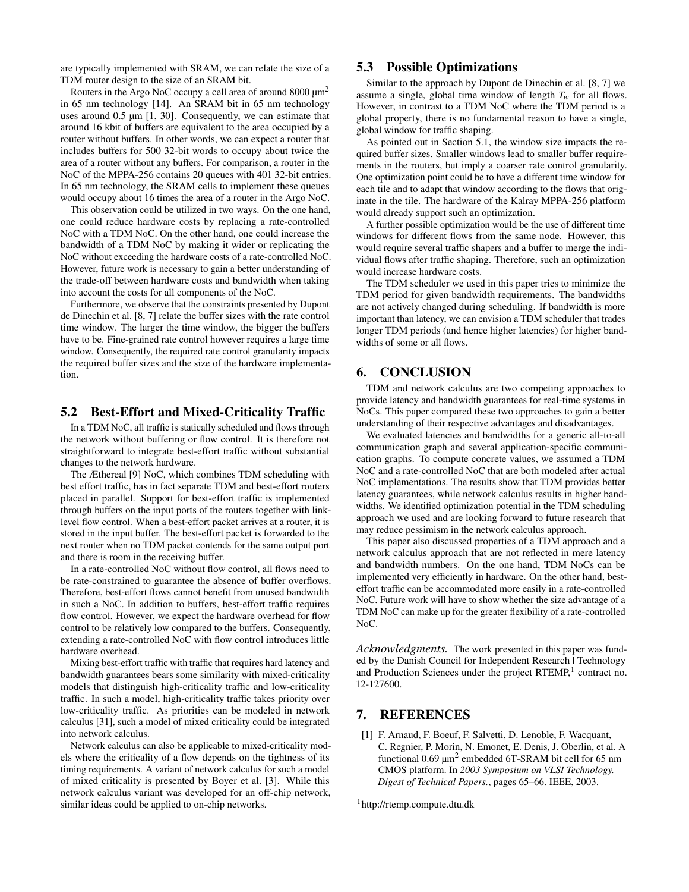are typically implemented with SRAM, we can relate the size of a TDM router design to the size of an SRAM bit.

Routers in the Argo NoC occupy a cell area of around 8000 µm$^2$ in 65 nm technology [14]. An SRAM bit in 65 nm technology uses around 0.5 µm [1, 30]. Consequently, we can estimate that around 16 kbit of buffers are equivalent to the area occupied by a router without buffers. In other words, we can expect a router that includes buffers for 500 32-bit words to occupy about twice the area of a router without any buffers. For comparison, a router in the NoC of the MPPA-256 contains 20 queues with 401 32-bit entries. In 65 nm technology, the SRAM cells to implement these queues would occupy about 16 times the area of a router in the Argo NoC.

This observation could be utilized in two ways. On the one hand, one could reduce hardware costs by replacing a rate-controlled NoC with a TDM NoC. On the other hand, one could increase the bandwidth of a TDM NoC by making it wider or replicating the NoC without exceeding the hardware costs of a rate-controlled NoC. However, future work is necessary to gain a better understanding of the trade-off between hardware costs and bandwidth when taking into account the costs for all components of the NoC.

Furthermore, we observe that the constraints presented by Dupont de Dinechin et al. [8, 7] relate the buffer sizes with the rate control time window. The larger the time window, the bigger the buffers have to be. Fine-grained rate control however requires a large time window. Consequently, the required rate control granularity impacts the required buffer sizes and the size of the hardware implementation.

## 5.2 Best-Effort and Mixed-Criticality Traffic

In a TDM NoC, all traffic is statically scheduled and flows through the network without buffering or flow control. It is therefore not straightforward to integrate best-effort traffic without substantial changes to the network hardware.

The Æthereal [9] NoC, which combines TDM scheduling with best effort traffic, has in fact separate TDM and best-effort routers placed in parallel. Support for best-effort traffic is implemented through buffers on the input ports of the routers together with link-level flow control. When a best-effort packet arrives at a router, it is stored in the input buffer. The best-effort packet is forwarded to the next router when no TDM packet contends for the same output port and there is room in the receiving buffer.

In a rate-controlled NoC without flow control, all flows need to be rate-constrained to guarantee the absence of buffer overflows. Therefore, best-effort flows cannot benefit from unused bandwidth in such a NoC. In addition to buffers, best-effort traffic requires flow control. However, we expect the hardware overhead for flow control to be relatively low compared to the buffers. Consequently, extending a rate-controlled NoC with flow control introduces little hardware overhead.

Mixing best-effort traffic with traffic that requires hard latency and bandwidth guarantees bears some similarity with mixed-criticality models that distinguish high-criticality traffic and low-criticality traffic. In such a model, high-criticality traffic takes priority over low-criticality traffic. As priorities can be modeled in network calculus [31], such a model of mixed criticality could be integrated into network calculus.

Network calculus can also be applicable to mixed-criticality models where the criticality of a flow depends on the tightness of its timing requirements. A variant of network calculus for such a model of mixed criticality is presented by Boyer et al. [3]. While this network calculus variant was developed for an off-chip network, similar ideas could be applied to on-chip networks.

## 5.3 Possible Optimizations

Similar to the approach by Dupont de Dinechin et al. [8, 7] we assume a single, global time window of length $T_w$ for all flows. However, in contrast to a TDM NoC where the TDM period is a global property, there is no fundamental reason to have a single, global window for traffic shaping.

As pointed out in Section 5.1, the window size impacts the required buffer sizes. Smaller windows lead to smaller buffer requirements in the routers, but imply a coarser rate control granularity. One optimization point could be to have a different time window for each tile and to adapt that window according to the flows that originate in the tile. The hardware of the Kalray MPPA-256 platform would already support such an optimization.

A further possible optimization would be the use of different time windows for different flows from the same node. However, this would require several traffic shapers and a buffer to merge the individual flows after traffic shaping. Therefore, such an optimization would increase hardware costs.

The TDM scheduler we used in this paper tries to minimize the TDM period for given bandwidth requirements. The bandwidths are not actively changed during scheduling. If bandwidth is more important than latency, we can envision a TDM scheduler that trades longer TDM periods (and hence higher latencies) for higher bandwidths of some or all flows.

# 6. CONCLUSION

TDM and network calculus are two competing approaches to provide latency and bandwidth guarantees for real-time systems in NoCs. This paper compared these two approaches to gain a better understanding of their respective advantages and disadvantages.

We evaluated latencies and bandwidths for a generic all-to-all communication graph and several application-specific communication graphs. To compute concrete values, we assumed a TDM NoC and a rate-controlled NoC that are both modeled after actual NoC implementations. The results show that TDM provides better latency guarantees, while network calculus results in higher bandwidths. We identified optimization potential in the TDM scheduling approach we used and are looking forward to future research that may reduce pessimism in the network calculus approach.

This paper also discussed properties of a TDM approach and a network calculus approach that are not reflected in mere latency and bandwidth numbers. On the one hand, TDM NoCs can be implemented very efficiently in hardware. On the other hand, best-effort traffic can be accommodated more easily in a rate-controlled NoC. Future work will have to show whether the size advantage of a TDM NoC can make up for the greater flexibility of a rate-controlled NoC.

*Acknowledgments.* The work presented in this paper was funded by the Danish Council for Independent Research | Technology and Production Sciences under the project RTEMP,[1] contract no. 12-127600.

# 7. REFERENCES

[1] F. Arnaud, F. Boeuf, F. Salvetti, D. Lenoble, F. Wacquant, C. Regnier, P. Morin, N. Emonet, E. Denis, J. Oberlin, et al. A functional 0.69 µm$^2$ embedded 6T-SRAM bit cell for 65 nm CMOS platform. In *2003 Symposium on VLSI Technology. Digest of Technical Papers.*, pages 65–66. IEEE, 2003.

[1] http://rtemp.compute.dtu.dk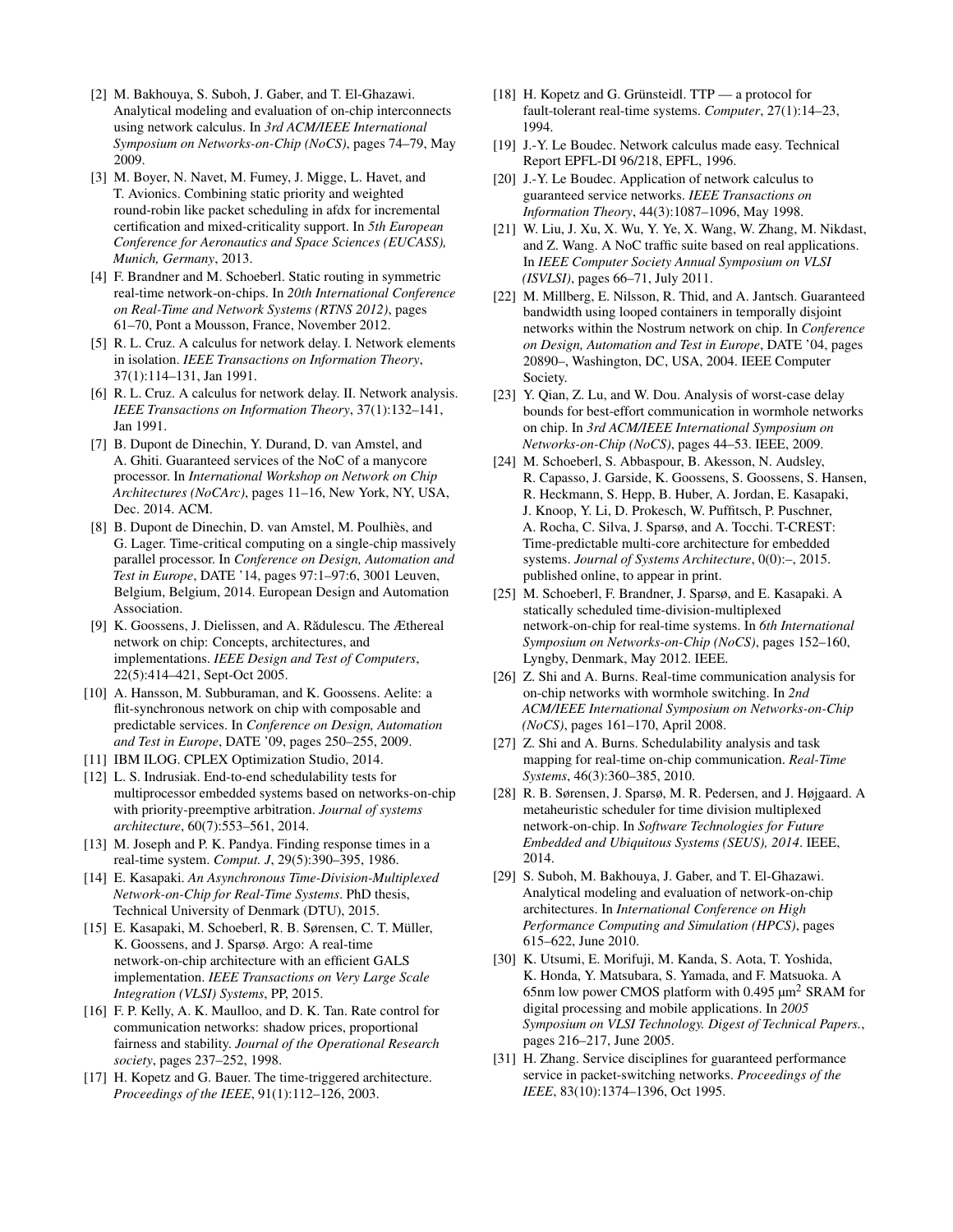[2] M. Bakhouya, S. Suboh, J. Gaber, and T. El-Ghazawi. Analytical modeling and evaluation of on-chip interconnects using network calculus. In *3rd ACM/IEEE International Symposium on Networks-on-Chip (NoCS)*, pages 74–79, May 2009.

[3] M. Boyer, N. Navet, M. Fumey, J. Migge, L. Havet, and T. Avionics. Combining static priority and weighted round-robin like packet scheduling in afdx for incremental certification and mixed-criticality support. In *5th European Conference for Aeronautics and Space Sciences (EUCASS), Munich, Germany*, 2013.

[4] F. Brandner and M. Schoeberl. Static routing in symmetric real-time network-on-chips. In *20th International Conference on Real-Time and Network Systems (RTNS 2012)*, pages 61–70, Pont a Mousson, France, November 2012.

[5] R. L. Cruz. A calculus for network delay. I. Network elements in isolation. *IEEE Transactions on Information Theory*, 37(1):114–131, Jan 1991.

[6] R. L. Cruz. A calculus for network delay. II. Network analysis. *IEEE Transactions on Information Theory*, 37(1):132–141, Jan 1991.

[7] B. Dupont de Dinechin, Y. Durand, D. van Amstel, and A. Ghiti. Guaranteed services of the NoC of a manycore processor. In *International Workshop on Network on Chip Architectures (NoCArc)*, pages 11–16, New York, NY, USA, Dec. 2014. ACM.

[8] B. Dupont de Dinechin, D. van Amstel, M. Poulhiès, and G. Lager. Time-critical computing on a single-chip massively parallel processor. In *Conference on Design, Automation and Test in Europe*, DATE '14, pages 97:1–97:6, 3001 Leuven, Belgium, Belgium, 2014. European Design and Automation Association.

[9] K. Goossens, J. Dielissen, and A. Rădulescu. The Æthereal network on chip: Concepts, architectures, and implementations. *IEEE Design and Test of Computers*, 22(5):414–421, Sept-Oct 2005.

[10] A. Hansson, M. Subburaman, and K. Goossens. Aelite: a flit-synchronous network on chip with composable and predictable services. In *Conference on Design, Automation and Test in Europe*, DATE '09, pages 250–255, 2009.

[11] IBM ILOG. CPLEX Optimization Studio, 2014.

[12] L. S. Indrusiak. End-to-end schedulability tests for multiprocessor embedded systems based on networks-on-chip with priority-preemptive arbitration. *Journal of systems architecture*, 60(7):553–561, 2014.

[13] M. Joseph and P. K. Pandya. Finding response times in a real-time system. *Comput. J*, 29(5):390–395, 1986.

[14] E. Kasapaki. *An Asynchronous Time-Division-Multiplexed Network-on-Chip for Real-Time Systems*. PhD thesis, Technical University of Denmark (DTU), 2015.

[15] E. Kasapaki, M. Schoeberl, R. B. Sørensen, C. T. Müller, K. Goossens, and J. Sparsø. Argo: A real-time network-on-chip architecture with an efficient GALS implementation. *IEEE Transactions on Very Large Scale Integration (VLSI) Systems*, PP, 2015.

[16] F. P. Kelly, A. K. Maulloo, and D. K. Tan. Rate control for communication networks: shadow prices, proportional fairness and stability. *Journal of the Operational Research society*, pages 237–252, 1998.

[17] H. Kopetz and G. Bauer. The time-triggered architecture. *Proceedings of the IEEE*, 91(1):112–126, 2003.

[18] H. Kopetz and G. Grünsteidl. TTP — a protocol for fault-tolerant real-time systems. *Computer*, 27(1):14–23, 1994.

[19] J.-Y. Le Boudec. Network calculus made easy. Technical Report EPFL-DI 96/218, EPFL, 1996.

[20] J.-Y. Le Boudec. Application of network calculus to guaranteed service networks. *IEEE Transactions on Information Theory*, 44(3):1087–1096, May 1998.

[21] W. Liu, J. Xu, X. Wu, Y. Ye, X. Wang, W. Zhang, M. Nikdast, and Z. Wang. A NoC traffic suite based on real applications. In *IEEE Computer Society Annual Symposium on VLSI (ISVLSI)*, pages 66–71, July 2011.

[22] M. Millberg, E. Nilsson, R. Thid, and A. Jantsch. Guaranteed bandwidth using looped containers in temporally disjoint networks within the Nostrum network on chip. In *Conference on Design, Automation and Test in Europe*, DATE '04, pages 20890–, Washington, DC, USA, 2004. IEEE Computer Society.

[23] Y. Qian, Z. Lu, and W. Dou. Analysis of worst-case delay bounds for best-effort communication in wormhole networks on chip. In *3rd ACM/IEEE International Symposium on Networks-on-Chip (NoCS)*, pages 44–53. IEEE, 2009.

[24] M. Schoeberl, S. Abbaspour, B. Akesson, N. Audsley, R. Capasso, J. Garside, K. Goossens, S. Goossens, S. Hansen, R. Heckmann, S. Hepp, B. Huber, A. Jordan, E. Kasapaki, J. Knoop, Y. Li, D. Prokesch, W. Puffitsch, P. Puschner, A. Rocha, C. Silva, J. Sparsø, and A. Tocchi. T-CREST: Time-predictable multi-core architecture for embedded systems. *Journal of Systems Architecture*, 0(0):–, 2015. published online, to appear in print.

[25] M. Schoeberl, F. Brandner, J. Sparsø, and E. Kasapaki. A statically scheduled time-division-multiplexed network-on-chip for real-time systems. In *6th International Symposium on Networks-on-Chip (NoCS)*, pages 152–160, Lyngby, Denmark, May 2012. IEEE.

[26] Z. Shi and A. Burns. Real-time communication analysis for on-chip networks with wormhole switching. In *2nd ACM/IEEE International Symposium on Networks-on-Chip (NoCS)*, pages 161–170, April 2008.

[27] Z. Shi and A. Burns. Schedulability analysis and task mapping for real-time on-chip communication. *Real-Time Systems*, 46(3):360–385, 2010.

[28] R. B. Sørensen, J. Sparsø, M. R. Pedersen, and J. Højgaard. A metaheuristic scheduler for time division multiplexed network-on-chip. In *Software Technologies for Future Embedded and Ubiquitous Systems (SEUS), 2014*. IEEE, 2014.

[29] S. Suboh, M. Bakhouya, J. Gaber, and T. El-Ghazawi. Analytical modeling and evaluation of network-on-chip architectures. In *International Conference on High Performance Computing and Simulation (HPCS)*, pages 615–622, June 2010.

[30] K. Utsumi, E. Morifuji, M. Kanda, S. Aota, T. Yoshida, K. Honda, Y. Matsubara, S. Yamada, and F. Matsuoka. A 65nm low power CMOS platform with 0.495 $\mu m^2$ SRAM for digital processing and mobile applications. In *2005 Symposium on VLSI Technology. Digest of Technical Papers.*, pages 216–217, June 2005.

[31] H. Zhang. Service disciplines for guaranteed performance service in packet-switching networks. *Proceedings of the IEEE*, 83(10):1374–1396, Oct 1995.